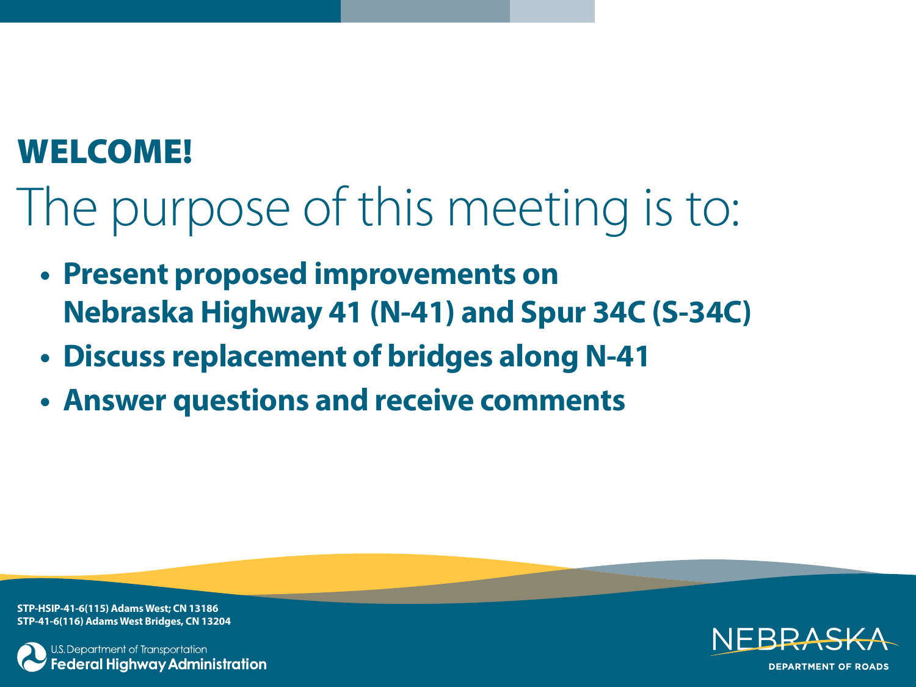# WELCOME!

## The purpose of this meeting is to:

- **Present proposed improvements on Nebraska Highway 41 (N-41) and Spur 34C (S-34C)**
- **Discuss replacement of bridges along N-41**
- **Answer questions and receive comments**

**STP-HSIP-41-6(115) Adams West; CN 13186**
**STP-41-6(116) Adams West Bridges, CN 13204**

U.S. Department of Transportation
**Federal Highway Administration**

NEBRASKA
**DEPARTMENT OF ROADS**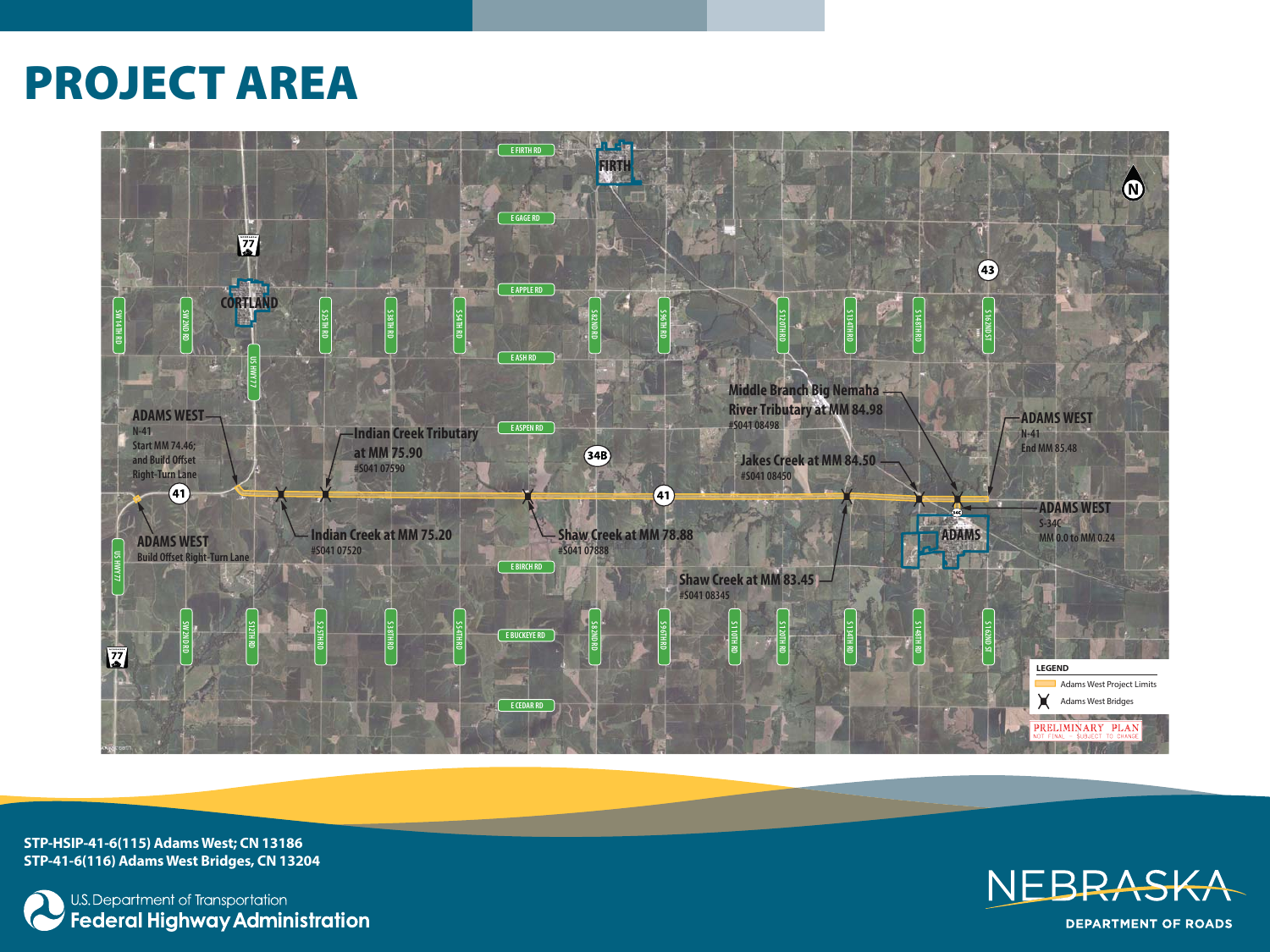# PROJECT AREA

E FIRTH RD

FIRTH

E GAGE RD

E APPLE RD

43

77

CORTLAND

SW 14TH RD | SW 2ND RD | S 25TH RD | S 38TH RD | S 54TH RD | S 82ND RD | S 96TH RD | S 120TH RD | S 134TH RD | S 148TH RD | S 162ND ST

E ASH RD

US HWY 77

Middle Branch Big Nemaha River Tributary at MM 84.98
#S041 08498

E ASPEN RD

ADAMS WEST
N-41
Start MM 74.46;
and Build Offset
Right-Turn Lane

Indian Creek Tributary at MM 75.90
#S041 07590

34B

Jakes Creek at MM 84.50
#S041 08450

ADAMS WEST
N-41
End MM 85.48

41

41

ADAMS WEST
S-34C
MM 0.0 to MM 0.24

Indian Creek at MM 75.20
#S041 07520

Shaw Creek at MM 78.88
#S041 07888

ADAMS

ADAMS WEST
Build Offset Right-Turn Lane

US HWY 77

E BIRCH RD

Shaw Creek at MM 83.45
#S041 08345

SW 2ND RD | S 12TH RD | S 25TH RD | S 38TH RD | S 54TH RD | S 82ND RD | S 96TH RD | S 110TH RD | S 120TH RD | S 134TH RD | S 148TH RD | S 162ND ST

E BUCKEYE RD

77

E CEDAR RD

LEGEND
- Adams West Project Limits
- Adams West Bridges

PRELIMINARY PLAN
NOT FINAL – SUBJECT TO CHANGE

**STP-HSIP-41-6(115) Adams West; CN 13186**
**STP-41-6(116) Adams West Bridges, CN 13204**

U.S. Department of Transportation
**Federal Highway Administration**

NEBRASKA
DEPARTMENT OF ROADS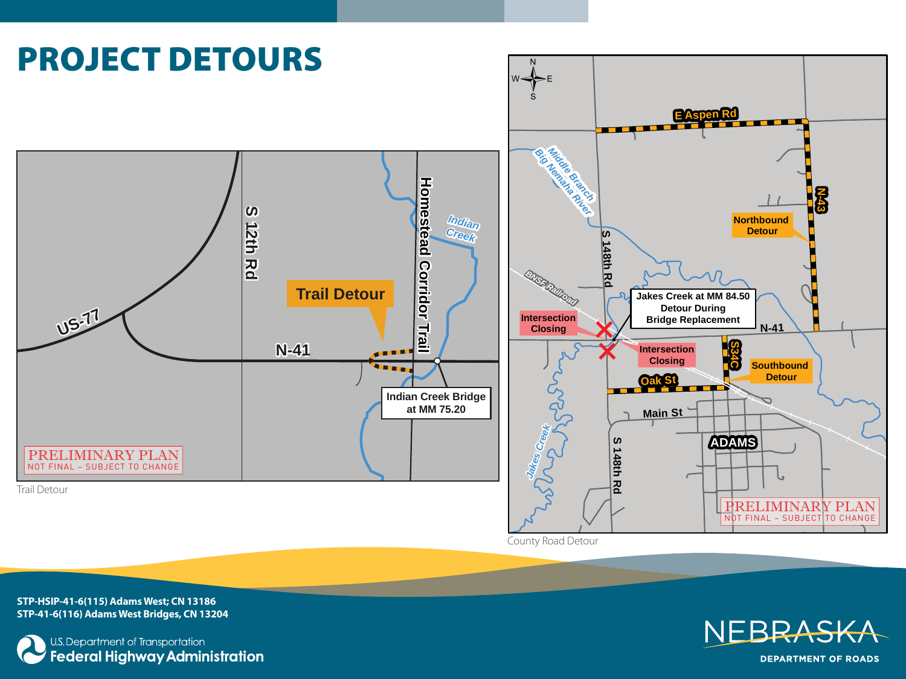# PROJECT DETOURS

Trail Detour

County Road Detour

**STP-HSIP-41-6(115) Adams West; CN 13186**
**STP-41-6(116) Adams West Bridges, CN 13204**

U.S. Department of Transportation
**Federal Highway Administration**

NEBRASKA
DEPARTMENT OF ROADS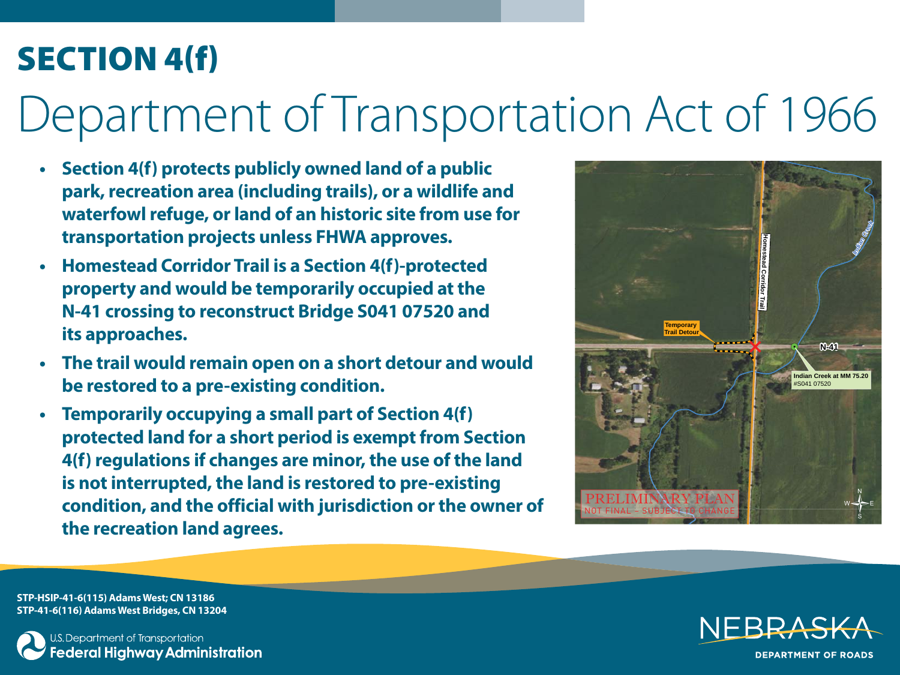# SECTION 4(f)

## Department of Transportation Act of 1966

- **Section 4(f) protects publicly owned land of a public park, recreation area (including trails), or a wildlife and waterfowl refuge, or land of an historic site from use for transportation projects unless FHWA approves.**
- **Homestead Corridor Trail is a Section 4(f)-protected property and would be temporarily occupied at the N-41 crossing to reconstruct Bridge S041 07520 and its approaches.**
- **The trail would remain open on a short detour and would be restored to a pre-existing condition.**
- **Temporarily occupying a small part of Section 4(f) protected land for a short period is exempt from Section 4(f) regulations if changes are minor, the use of the land is not interrupted, the land is restored to pre-existing condition, and the official with jurisdiction or the owner of the recreation land agrees.**

Homestead Corridor Trail

Indian Creek

Temporary Trail Detour

N-41

Indian Creek at MM 75.20
#S041 07520

PRELIMINARY PLAN
NOT FINAL – SUBJECT TO CHANGE

N
W E
S

**STP-HSIP-41-6(115) Adams West; CN 13186**
**STP-41-6(116) Adams West Bridges, CN 13204**

U.S. Department of Transportation
Federal Highway Administration

NEBRASKA
DEPARTMENT OF ROADS